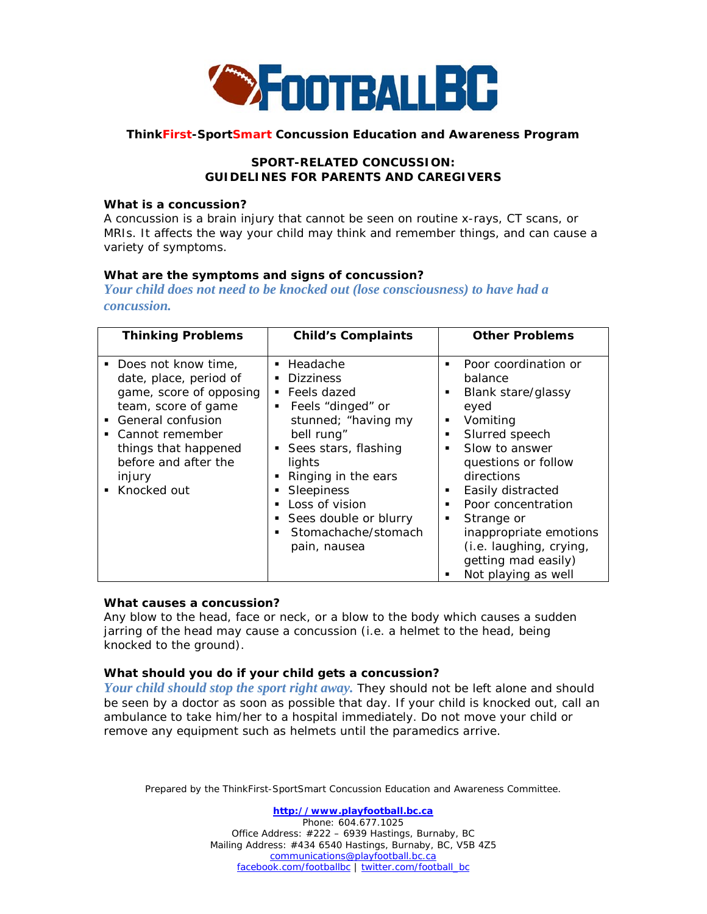# FOOTBALL BC

**ThinkFirst-SportSmart Concussion Education and Awareness Program**

## SPORT-RELATED CONCUSSION: GUIDELINES FOR PARENTS AND CAREGIVERS

### What is a concussion?

A concussion is a brain injury that cannot be seen on routine x-rays, CT scans, or MRIs. It affects the way your child may think and remember things, and can cause a variety of symptoms.

### What are the symptoms and signs of concussion?

***Your child does not need to be knocked out (lose consciousness) to have had a concussion.***

| Thinking Problems | Child's Complaints | Other Problems |
|---|---|---|
| ▪ Does not know time, date, place, period of game, score of opposing team, score of game<br>▪ General confusion<br>▪ Cannot remember things that happened before and after the injury<br>▪ Knocked out | ▪ Headache<br>▪ Dizziness<br>▪ Feels dazed<br>▪ Feels "dinged" or stunned; "having my bell rung"<br>▪ Sees stars, flashing lights<br>▪ Ringing in the ears<br>▪ Sleepiness<br>▪ Loss of vision<br>▪ Sees double or blurry<br>▪ Stomachache/stomach pain, nausea | ▪ Poor coordination or balance<br>▪ Blank stare/glassy eyed<br>▪ Vomiting<br>▪ Slurred speech<br>▪ Slow to answer questions or follow directions<br>▪ Easily distracted<br>▪ Poor concentration<br>▪ Strange or inappropriate emotions (i.e. laughing, crying, getting mad easily)<br>▪ Not playing as well |

### What causes a concussion?

Any blow to the head, face or neck, or a blow to the body which causes a sudden jarring of the head may cause a concussion (i.e. a helmet to the head, being knocked to the ground).

### What should you do if your child gets a concussion?

***Your child should stop the sport right away.*** They should not be left alone and should be seen by a doctor as soon as possible that day. If your child is knocked out, call an ambulance to take him/her to a hospital immediately. Do not move your child or remove any equipment such as helmets until the paramedics arrive.

Prepared by the ThinkFirst-SportSmart Concussion Education and Awareness Committee.

**http://www.playfootball.bc.ca**
Phone: 604.677.1025
Office Address: #222 – 6939 Hastings, Burnaby, BC
Mailing Address: #434 6540 Hastings, Burnaby, BC, V5B 4Z5
communications@playfootball.bc.ca
facebook.com/footballbc | twitter.com/football_bc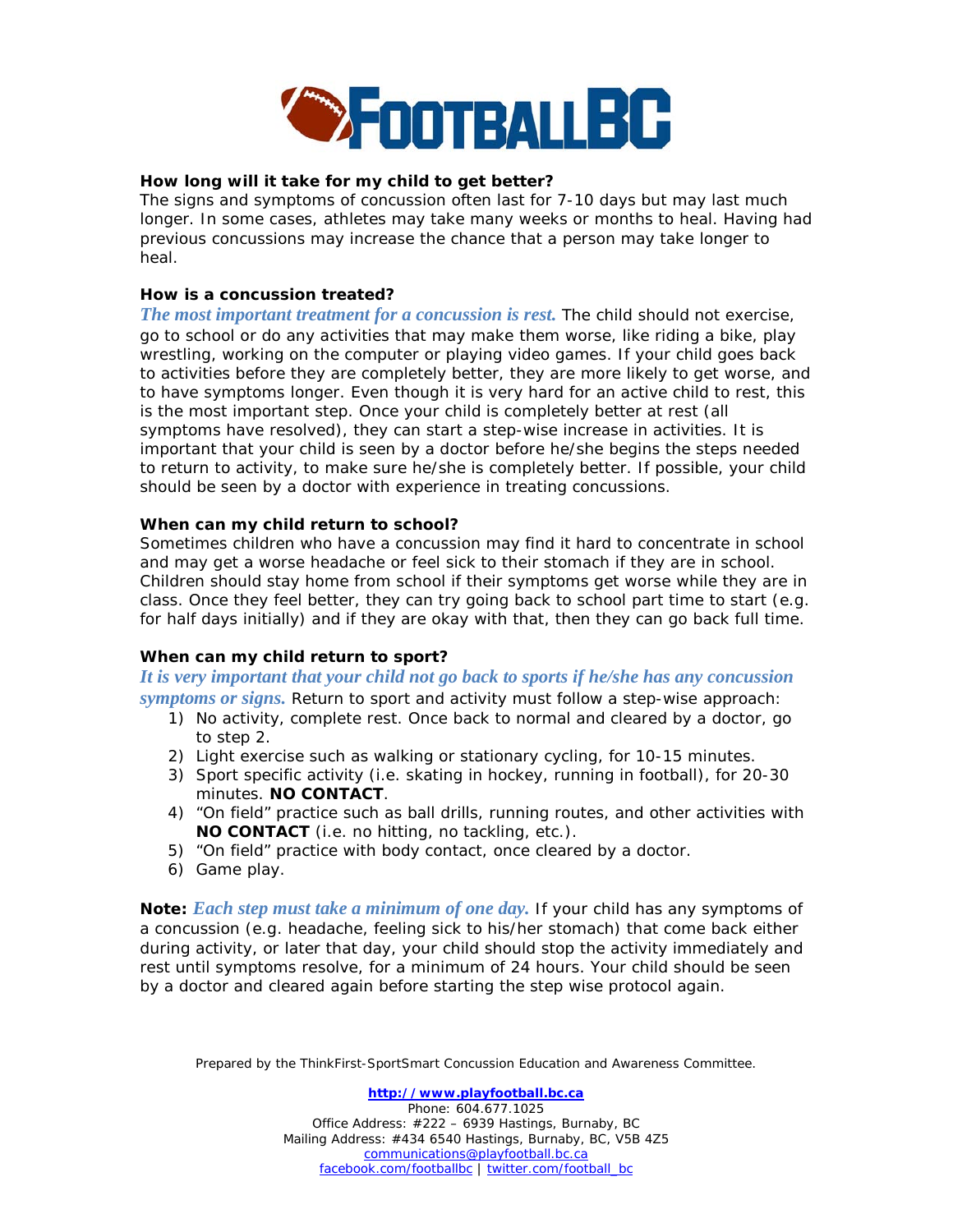**How long will it take for my child to get better?**
The signs and symptoms of concussion often last for 7-10 days but may last much longer. In some cases, athletes may take many weeks or months to heal. Having had previous concussions may increase the chance that a person may take longer to heal.

**How is a concussion treated?**
*The most important treatment for a concussion is rest.* The child should not exercise, go to school or do any activities that may make them worse, like riding a bike, play wrestling, working on the computer or playing video games. If your child goes back to activities before they are completely better, they are more likely to get worse, and to have symptoms longer. Even though it is very hard for an active child to rest, this is the most important step. Once your child is completely better at rest (all symptoms have resolved), they can start a step-wise increase in activities. It is important that your child is seen by a doctor before he/she begins the steps needed to return to activity, to make sure he/she is completely better. If possible, your child should be seen by a doctor with experience in treating concussions.

**When can my child return to school?**
Sometimes children who have a concussion may find it hard to concentrate in school and may get a worse headache or feel sick to their stomach if they are in school. Children should stay home from school if their symptoms get worse while they are in class. Once they feel better, they can try going back to school part time to start (e.g. for half days initially) and if they are okay with that, then they can go back full time.

**When can my child return to sport?**
*It is very important that your child not go back to sports if he/she has any concussion symptoms or signs.* Return to sport and activity must follow a step-wise approach:

1) No activity, complete rest. Once back to normal and cleared by a doctor, go to step 2.
2) Light exercise such as walking or stationary cycling, for 10-15 minutes.
3) Sport specific activity (i.e. skating in hockey, running in football), for 20-30 minutes. **NO CONTACT**.
4) "On field" practice such as ball drills, running routes, and other activities with **NO CONTACT** (i.e. no hitting, no tackling, etc.).
5) "On field" practice with body contact, once cleared by a doctor.
6) Game play.

**Note:** *Each step must take a minimum of one day.* If your child has any symptoms of a concussion (e.g. headache, feeling sick to his/her stomach) that come back either during activity, or later that day, your child should stop the activity immediately and rest until symptoms resolve, for a minimum of 24 hours. Your child should be seen by a doctor and cleared again before starting the step wise protocol again.

Prepared by the ThinkFirst-SportSmart Concussion Education and Awareness Committee.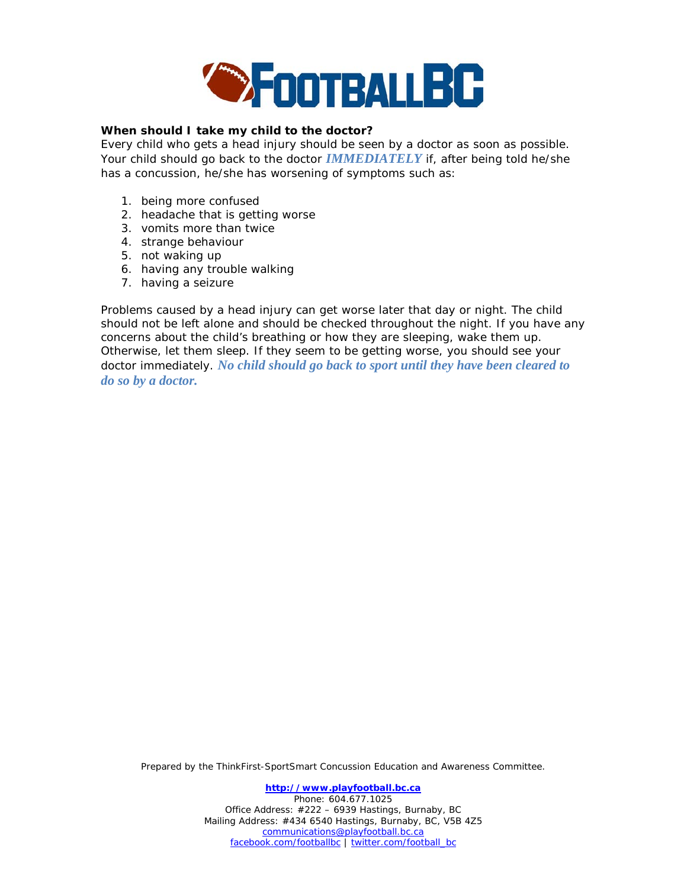**When should I take my child to the doctor?**
Every child who gets a head injury should be seen by a doctor as soon as possible. Your child should go back to the doctor ***IMMEDIATELY*** if, after being told he/she has a concussion, he/she has worsening of symptoms such as:

1. being more confused
2. headache that is getting worse
3. vomits more than twice
4. strange behaviour
5. not waking up
6. having any trouble walking
7. having a seizure

Problems caused by a head injury can get worse later that day or night. The child should not be left alone and should be checked throughout the night. If you have any concerns about the child's breathing or how they are sleeping, wake them up. Otherwise, let them sleep. If they seem to be getting worse, you should see your doctor immediately. ***No child should go back to sport until they have been cleared to do so by a doctor.***

Prepared by the ThinkFirst-SportSmart Concussion Education and Awareness Committee.

**http://www.playfootball.bc.ca**
Phone: 604.677.1025
Office Address: #222 – 6939 Hastings, Burnaby, BC
Mailing Address: #434 6540 Hastings, Burnaby, BC, V5B 4Z5
communications@playfootball.bc.ca
facebook.com/footballbc | twitter.com/football_bc